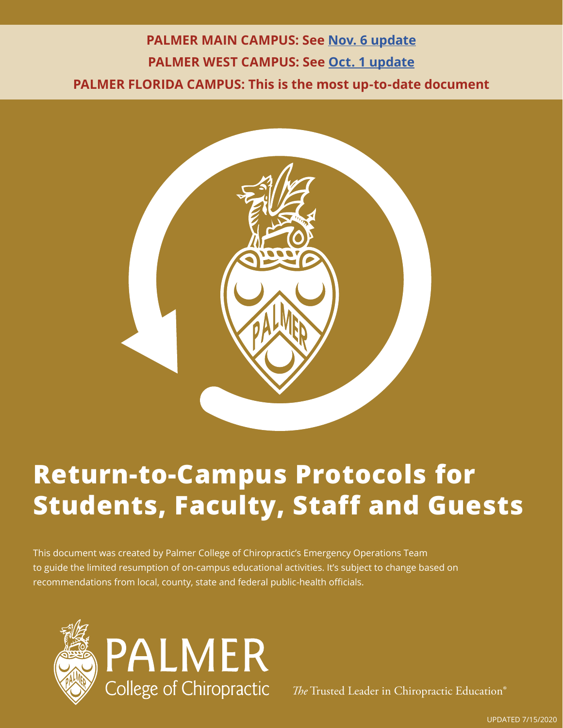**PALMER MAIN CAMPUS: See [Nov. 6 update]**

**PALMER WEST CAMPUS: See [Oct. 1 update]**

**PALMER FLORIDA CAMPUS: This is the most up-to-date document**

# Return-to-Campus Protocols for Students, Faculty, Staff and Guests

This document was created by Palmer College of Chiropractic's Emergency Operations Team to guide the limited resumption of on-campus educational activities. It's subject to change based on recommendations from local, county, state and federal public-health officials.

PALMER College of Chiropractic

*The* Trusted Leader in Chiropractic Education®

UPDATED 7/15/2020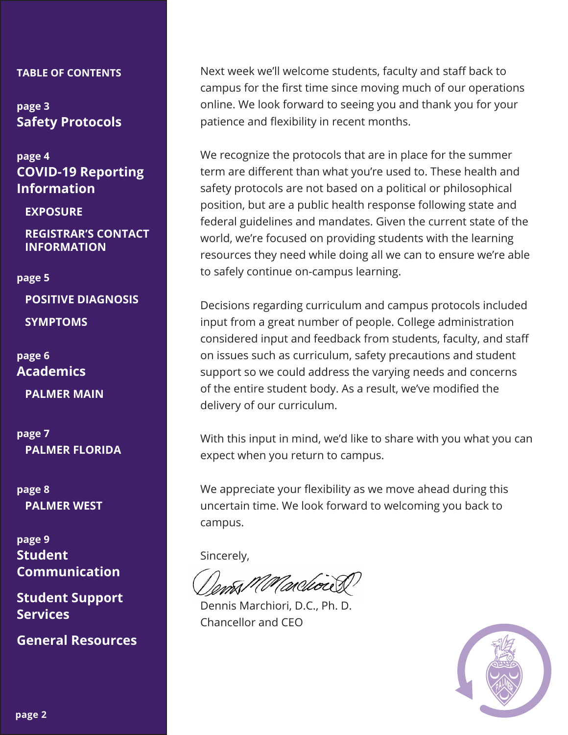**TABLE OF CONTENTS**

page 3
**Safety Protocols**

page 4
**COVID-19 Reporting Information**

- EXPOSURE
- REGISTRAR'S CONTACT INFORMATION

page 5

- POSITIVE DIAGNOSIS
- SYMPTOMS

page 6
**Academics**

- PALMER MAIN

page 7

- PALMER FLORIDA

page 8

- PALMER WEST

page 9
**Student Communication**

**Student Support Services**

**General Resources**

Next week we'll welcome students, faculty and staff back to campus for the first time since moving much of our operations online. We look forward to seeing you and thank you for your patience and flexibility in recent months.

We recognize the protocols that are in place for the summer term are different than what you're used to. These health and safety protocols are not based on a political or philosophical position, but are a public health response following state and federal guidelines and mandates. Given the current state of the world, we're focused on providing students with the learning resources they need while doing all we can to ensure we're able to safely continue on-campus learning.

Decisions regarding curriculum and campus protocols included input from a great number of people. College administration considered input and feedback from students, faculty, and staff on issues such as curriculum, safety precautions and student support so we could address the varying needs and concerns of the entire student body. As a result, we've modified the delivery of our curriculum.

With this input in mind, we'd like to share with you what you can expect when you return to campus.

We appreciate your flexibility as we move ahead during this uncertain time. We look forward to welcoming you back to campus.

Sincerely,

Dennis Marchiori, D.C., Ph. D.
Chancellor and CEO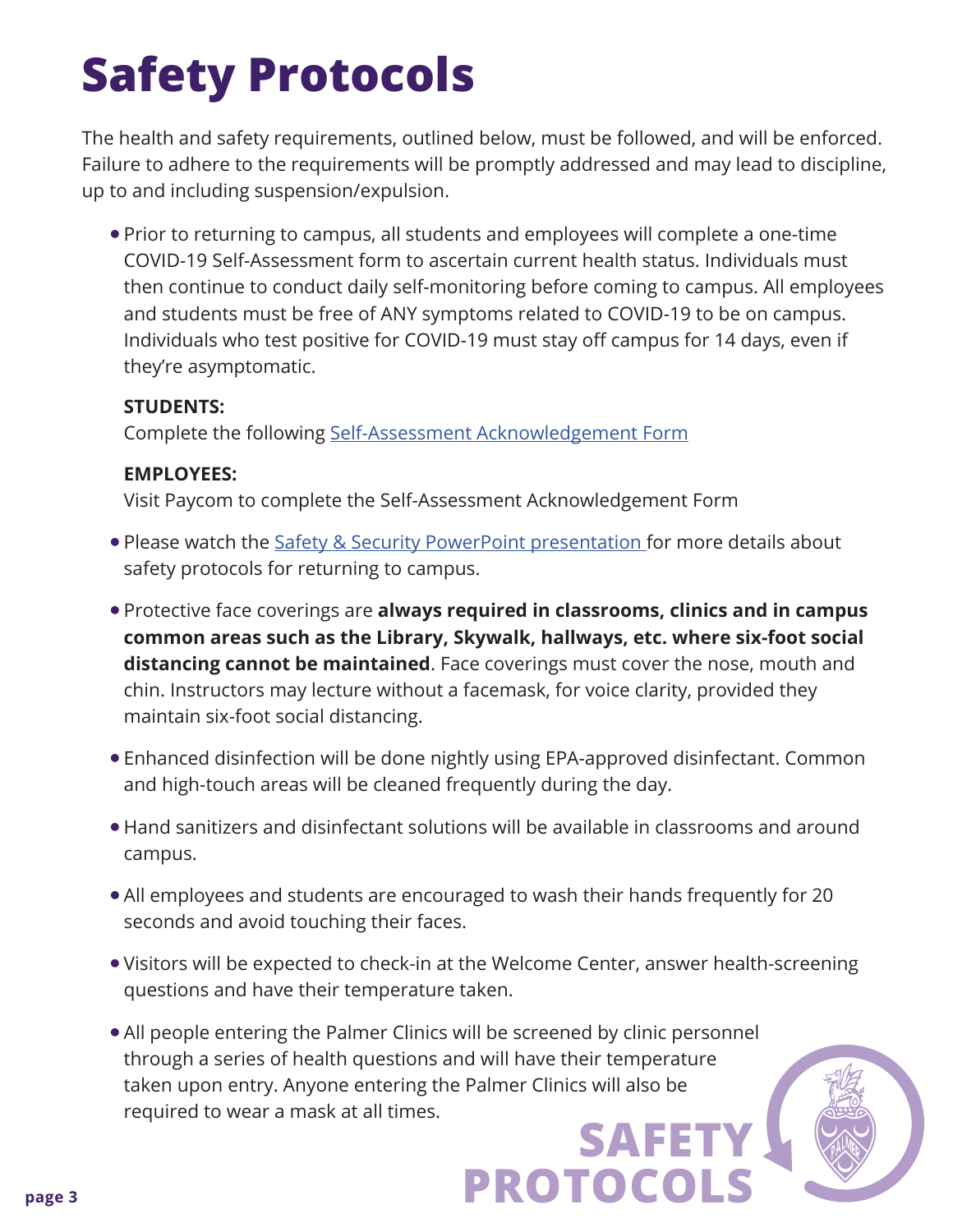# Safety Protocols

The health and safety requirements, outlined below, must be followed, and will be enforced. Failure to adhere to the requirements will be promptly addressed and may lead to discipline, up to and including suspension/expulsion.

- Prior to returning to campus, all students and employees will complete a one-time COVID-19 Self-Assessment form to ascertain current health status. Individuals must then continue to conduct daily self-monitoring before coming to campus. All employees and students must be free of ANY symptoms related to COVID-19 to be on campus. Individuals who test positive for COVID-19 must stay off campus for 14 days, even if they're asymptomatic.

  **STUDENTS:**
  Complete the following Self-Assessment Acknowledgement Form

  **EMPLOYEES:**
  Visit Paycom to complete the Self-Assessment Acknowledgement Form

- Please watch the Safety & Security PowerPoint presentation for more details about safety protocols for returning to campus.
- Protective face coverings are **always required in classrooms, clinics and in campus common areas such as the Library, Skywalk, hallways, etc. where six-foot social distancing cannot be maintained**. Face coverings must cover the nose, mouth and chin. Instructors may lecture without a facemask, for voice clarity, provided they maintain six-foot social distancing.
- Enhanced disinfection will be done nightly using EPA-approved disinfectant. Common and high-touch areas will be cleaned frequently during the day.
- Hand sanitizers and disinfectant solutions will be available in classrooms and around campus.
- All employees and students are encouraged to wash their hands frequently for 20 seconds and avoid touching their faces.
- Visitors will be expected to check-in at the Welcome Center, answer health-screening questions and have their temperature taken.
- All people entering the Palmer Clinics will be screened by clinic personnel through a series of health questions and will have their temperature taken upon entry. Anyone entering the Palmer Clinics will also be required to wear a mask at all times.

SAFETY PROTOCOLS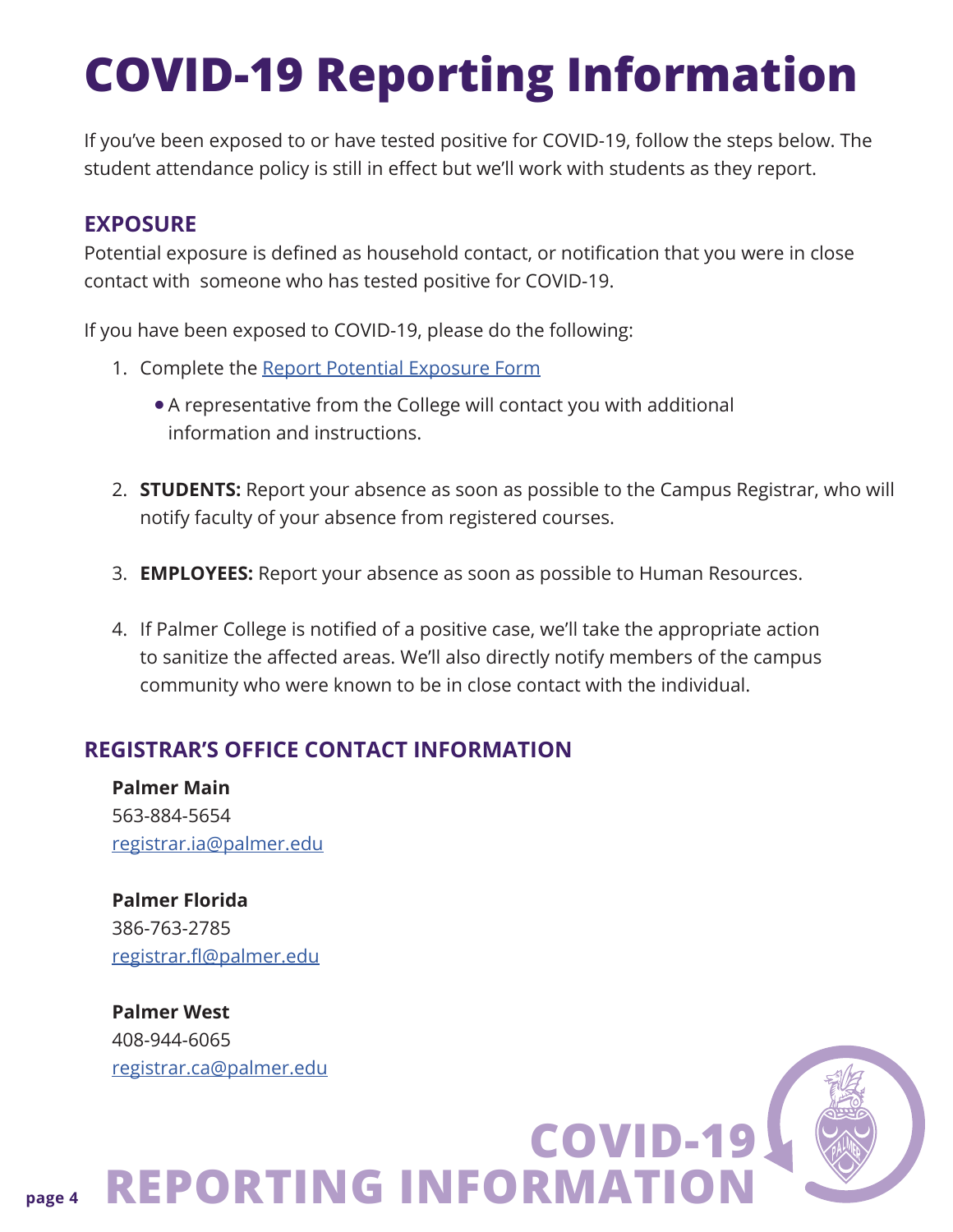# COVID-19 Reporting Information

If you've been exposed to or have tested positive for COVID-19, follow the steps below. The student attendance policy is still in effect but we'll work with students as they report.

## EXPOSURE

Potential exposure is defined as household contact, or notification that you were in close contact with someone who has tested positive for COVID-19.

If you have been exposed to COVID-19, please do the following:

1. Complete the Report Potential Exposure Form
   - A representative from the College will contact you with additional information and instructions.
2. **STUDENTS:** Report your absence as soon as possible to the Campus Registrar, who will notify faculty of your absence from registered courses.
3. **EMPLOYEES:** Report your absence as soon as possible to Human Resources.
4. If Palmer College is notified of a positive case, we'll take the appropriate action to sanitize the affected areas. We'll also directly notify members of the campus community who were known to be in close contact with the individual.

## REGISTRAR'S OFFICE CONTACT INFORMATION

**Palmer Main**
563-884-5654
registrar.ia@palmer.edu

**Palmer Florida**
386-763-2785
registrar.fl@palmer.edu

**Palmer West**
408-944-6065
registrar.ca@palmer.edu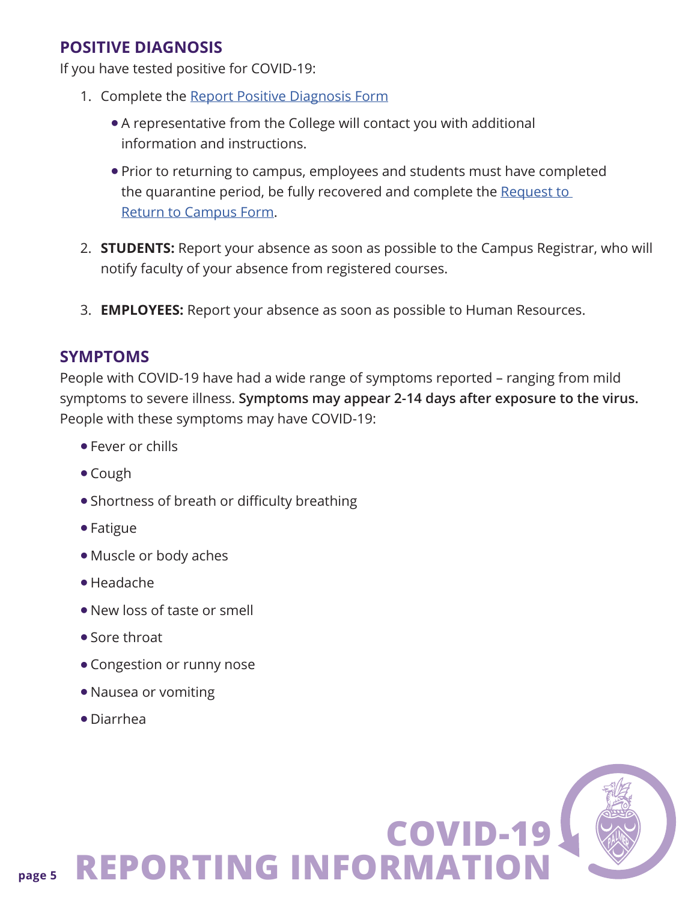## POSITIVE DIAGNOSIS

If you have tested positive for COVID-19:

1. Complete the Report Positive Diagnosis Form
   - A representative from the College will contact you with additional information and instructions.
   - Prior to returning to campus, employees and students must have completed the quarantine period, be fully recovered and complete the Request to Return to Campus Form.
2. **STUDENTS:** Report your absence as soon as possible to the Campus Registrar, who will notify faculty of your absence from registered courses.
3. **EMPLOYEES:** Report your absence as soon as possible to Human Resources.

## SYMPTOMS

People with COVID-19 have had a wide range of symptoms reported – ranging from mild symptoms to severe illness. **Symptoms may appear 2-14 days after exposure to the virus.** People with these symptoms may have COVID-19:

- Fever or chills
- Cough
- Shortness of breath or difficulty breathing
- Fatigue
- Muscle or body aches
- Headache
- New loss of taste or smell
- Sore throat
- Congestion or runny nose
- Nausea or vomiting
- Diarrhea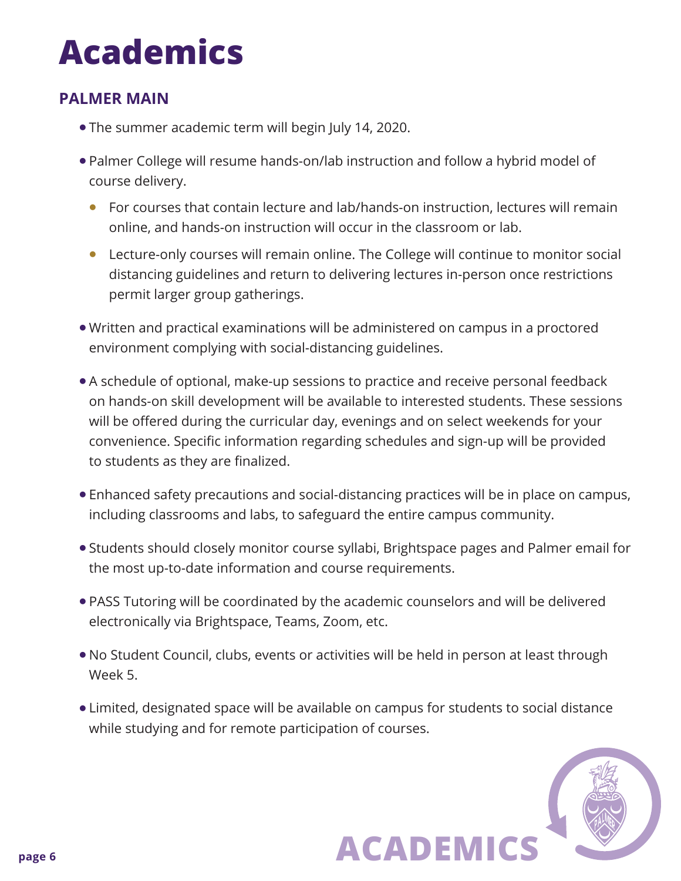# Academics

## PALMER MAIN

- The summer academic term will begin July 14, 2020.
- Palmer College will resume hands-on/lab instruction and follow a hybrid model of course delivery.
  - For courses that contain lecture and lab/hands-on instruction, lectures will remain online, and hands-on instruction will occur in the classroom or lab.
  - Lecture-only courses will remain online. The College will continue to monitor social distancing guidelines and return to delivering lectures in-person once restrictions permit larger group gatherings.
- Written and practical examinations will be administered on campus in a proctored environment complying with social-distancing guidelines.
- A schedule of optional, make-up sessions to practice and receive personal feedback on hands-on skill development will be available to interested students. These sessions will be offered during the curricular day, evenings and on select weekends for your convenience. Specific information regarding schedules and sign-up will be provided to students as they are finalized.
- Enhanced safety precautions and social-distancing practices will be in place on campus, including classrooms and labs, to safeguard the entire campus community.
- Students should closely monitor course syllabi, Brightspace pages and Palmer email for the most up-to-date information and course requirements.
- PASS Tutoring will be coordinated by the academic counselors and will be delivered electronically via Brightspace, Teams, Zoom, etc.
- No Student Council, clubs, events or activities will be held in person at least through Week 5.
- Limited, designated space will be available on campus for students to social distance while studying and for remote participation of courses.

ACADEMICS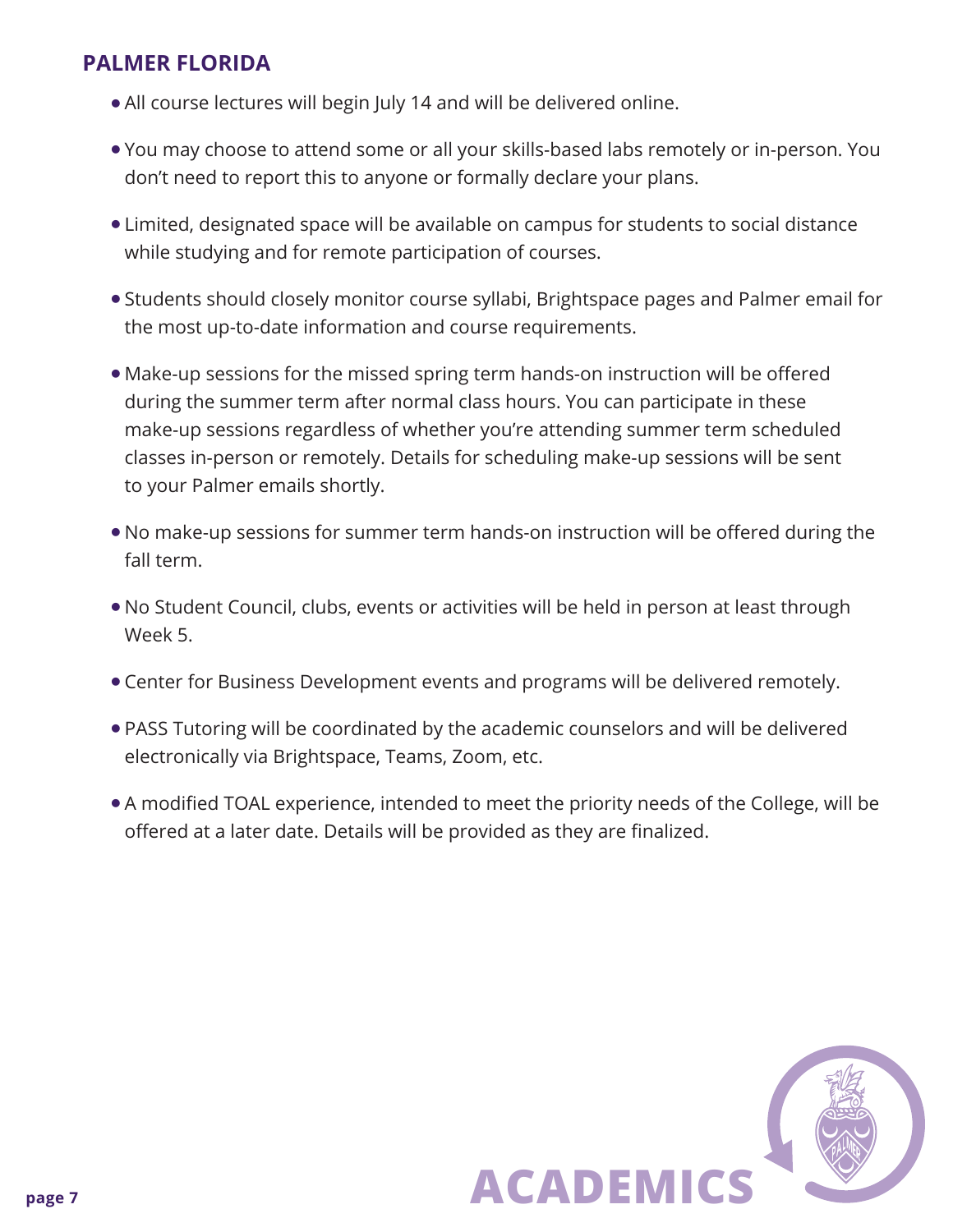## PALMER FLORIDA

- All course lectures will begin July 14 and will be delivered online.
- You may choose to attend some or all your skills-based labs remotely or in-person. You don't need to report this to anyone or formally declare your plans.
- Limited, designated space will be available on campus for students to social distance while studying and for remote participation of courses.
- Students should closely monitor course syllabi, Brightspace pages and Palmer email for the most up-to-date information and course requirements.
- Make-up sessions for the missed spring term hands-on instruction will be offered during the summer term after normal class hours. You can participate in these make-up sessions regardless of whether you're attending summer term scheduled classes in-person or remotely. Details for scheduling make-up sessions will be sent to your Palmer emails shortly.
- No make-up sessions for summer term hands-on instruction will be offered during the fall term.
- No Student Council, clubs, events or activities will be held in person at least through Week 5.
- Center for Business Development events and programs will be delivered remotely.
- PASS Tutoring will be coordinated by the academic counselors and will be delivered electronically via Brightspace, Teams, Zoom, etc.
- A modified TOAL experience, intended to meet the priority needs of the College, will be offered at a later date. Details will be provided as they are finalized.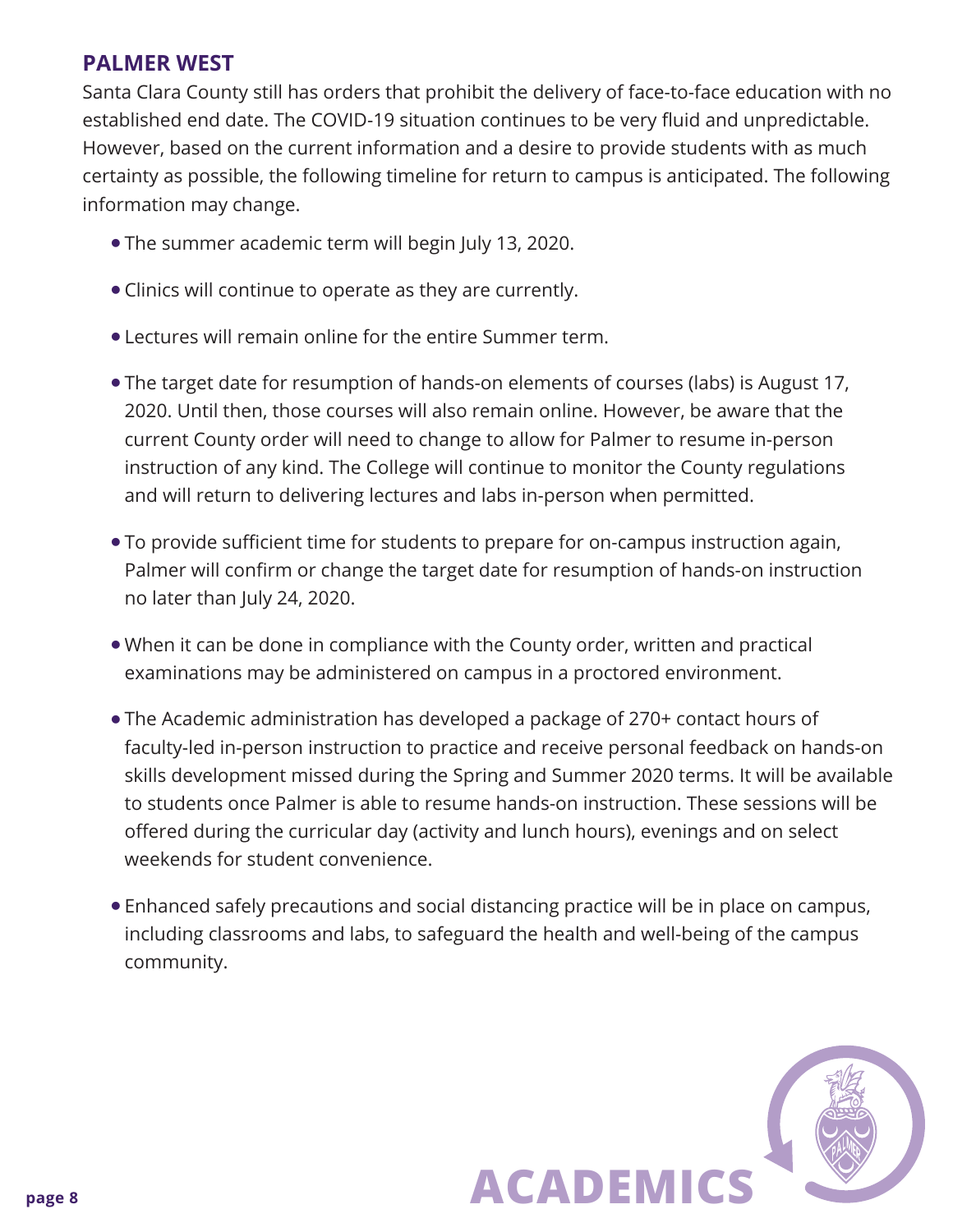## PALMER WEST

Santa Clara County still has orders that prohibit the delivery of face-to-face education with no established end date. The COVID-19 situation continues to be very fluid and unpredictable. However, based on the current information and a desire to provide students with as much certainty as possible, the following timeline for return to campus is anticipated. The following information may change.

- The summer academic term will begin July 13, 2020.
- Clinics will continue to operate as they are currently.
- Lectures will remain online for the entire Summer term.
- The target date for resumption of hands-on elements of courses (labs) is August 17, 2020. Until then, those courses will also remain online. However, be aware that the current County order will need to change to allow for Palmer to resume in-person instruction of any kind. The College will continue to monitor the County regulations and will return to delivering lectures and labs in-person when permitted.
- To provide sufficient time for students to prepare for on-campus instruction again, Palmer will confirm or change the target date for resumption of hands-on instruction no later than July 24, 2020.
- When it can be done in compliance with the County order, written and practical examinations may be administered on campus in a proctored environment.
- The Academic administration has developed a package of 270+ contact hours of faculty-led in-person instruction to practice and receive personal feedback on hands-on skills development missed during the Spring and Summer 2020 terms. It will be available to students once Palmer is able to resume hands-on instruction. These sessions will be offered during the curricular day (activity and lunch hours), evenings and on select weekends for student convenience.
- Enhanced safely precautions and social distancing practice will be in place on campus, including classrooms and labs, to safeguard the health and well-being of the campus community.

**ACADEMICS**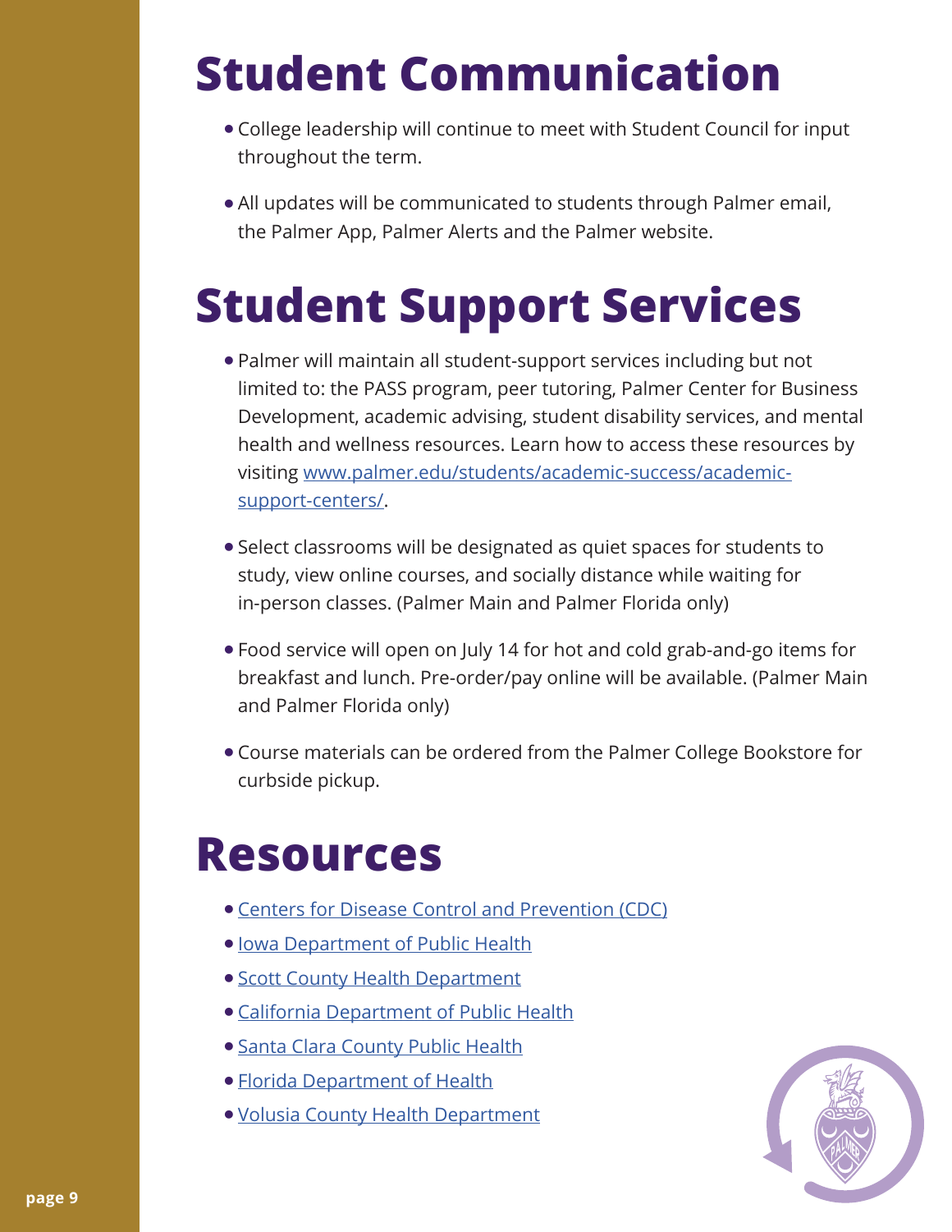# Student Communication

- College leadership will continue to meet with Student Council for input throughout the term.
- All updates will be communicated to students through Palmer email, the Palmer App, Palmer Alerts and the Palmer website.

# Student Support Services

- Palmer will maintain all student-support services including but not limited to: the PASS program, peer tutoring, Palmer Center for Business Development, academic advising, student disability services, and mental health and wellness resources. Learn how to access these resources by visiting [www.palmer.edu/students/academic-success/academic-support-centers/](www.palmer.edu/students/academic-success/academic-support-centers/).
- Select classrooms will be designated as quiet spaces for students to study, view online courses, and socially distance while waiting for in-person classes. (Palmer Main and Palmer Florida only)
- Food service will open on July 14 for hot and cold grab-and-go items for breakfast and lunch. Pre-order/pay online will be available. (Palmer Main and Palmer Florida only)
- Course materials can be ordered from the Palmer College Bookstore for curbside pickup.

# Resources

- Centers for Disease Control and Prevention (CDC)
- Iowa Department of Public Health
- Scott County Health Department
- California Department of Public Health
- Santa Clara County Public Health
- Florida Department of Health
- Volusia County Health Department